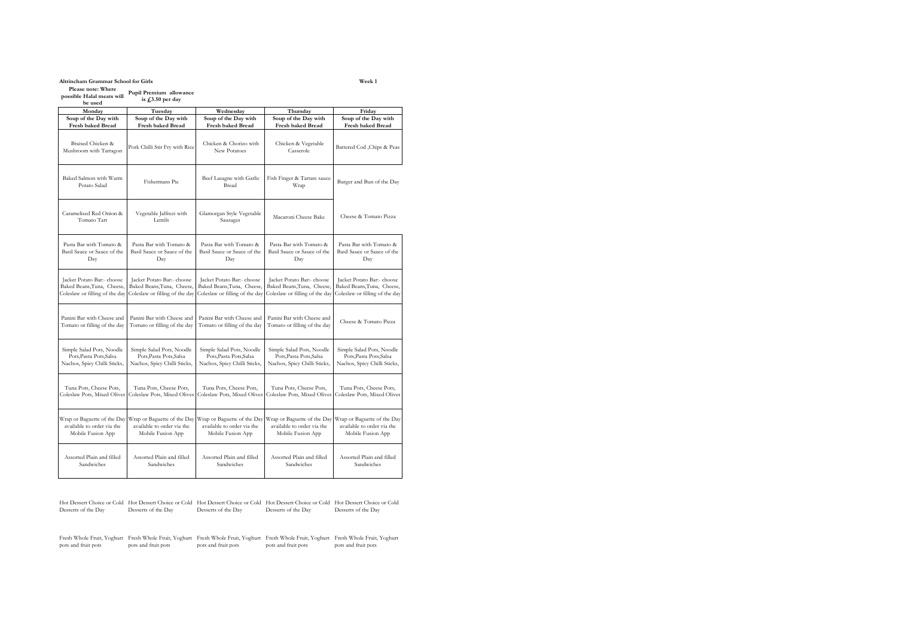**Altrincham Grammar School for Girls** **Week 1**

**Please note: Where possible Halal meats will be used**

**Pupil Premium allowance is £3.50 per day**

| Monday | Tuesday | Wednesday | Thursday | Friday |
|---|---|---|---|---|
| **Soup of the Day with Fresh baked Bread** | **Soup of the Day with Fresh baked Bread** | **Soup of the Day with Fresh baked Bread** | **Soup of the Day with Fresh baked Bread** | **Soup of the Day with Fresh baked Bread** |
| Braised Chicken & Mushroom with Tarragon | Pork Chilli Stir Fry with Rice | Chicken & Chorizo with New Potatoes | Chicken & Vegetable Casserole | Battered Cod ,Chips & Peas |
| Baked Salmon with Warm Potato Salad | Fishermans Pie | Beef Lasagne with Garlic Bread | Fish Finger & Tartare sauce Wrap | Burger and Bun of the Day |
| Caramelised Red Onion & Tomato Tart | Vegetable Jalfrezi with Lentils | Glamorgan Style Vegetable Sausages | Macaroni Cheese Bake | Cheese & Tomato Pizza |
| Pasta Bar with Tomato & Basil Sauce or Sauce of the Day | Pasta Bar with Tomato & Basil Sauce or Sauce of the Day | Pasta Bar with Tomato & Basil Sauce or Sauce of the Day | Pasta Bar with Tomato & Basil Sauce or Sauce of the Day | Pasta Bar with Tomato & Basil Sauce or Sauce of the Day |
| Jacket Potato Bar:- choose Baked Beans,Tuna, Cheese, Coleslaw or filling of the day | Jacket Potato Bar:- choose Baked Beans,Tuna, Cheese, Coleslaw or filling of the day | Jacket Potato Bar:- choose Baked Beans,Tuna, Cheese, Coleslaw or filling of the day | Jacket Potato Bar:- choose Baked Beans,Tuna, Cheese, Coleslaw or filling of the day | Jacket Potato Bar:- choose Baked Beans,Tuna, Cheese, Coleslaw or filling of the day |
| Panini Bar with Cheese and Tomato or filling of the day | Panini Bar with Cheese and Tomato or filling of the day | Panini Bar with Cheese and Tomato or filling of the day | Panini Bar with Cheese and Tomato or filling of the day | Cheese & Tomato Pizza |
| Simple Salad Pots, Noodle Pots,Pasta Pots,Salsa Nachos, Spicy Chilli Sticks, | Simple Salad Pots, Noodle Pots,Pasta Pots,Salsa Nachos, Spicy Chilli Sticks, | Simple Salad Pots, Noodle Pots,Pasta Pots,Salsa Nachos, Spicy Chilli Sticks, | Simple Salad Pots, Noodle Pots,Pasta Pots,Salsa Nachos, Spicy Chilli Sticks, | Simple Salad Pots, Noodle Pots,Pasta Pots,Salsa Nachos, Spicy Chilli Sticks, |
| Tuna Pots, Cheese Pots, Coleslaw Pots, Mixed Olives | Tuna Pots, Cheese Pots, Coleslaw Pots, Mixed Olives | Tuna Pots, Cheese Pots, Coleslaw Pots, Mixed Olives | Tuna Pots, Cheese Pots, Coleslaw Pots, Mixed Olives | Tuna Pots, Cheese Pots, Coleslaw Pots, Mixed Olives |
| Wrap or Baguette of the Day available to order via the Mobile Fusion App | Wrap or Baguette of the Day available to order via the Mobile Fusion App | Wrap or Baguette of the Day available to order via the Mobile Fusion App | Wrap or Baguette of the Day available to order via the Mobile Fusion App | Wrap or Baguette of the Day available to order via the Mobile Fusion App |
| Assorted Plain and filled Sandwiches | Assorted Plain and filled Sandwiches | Assorted Plain and filled Sandwiches | Assorted Plain and filled Sandwiches | Assorted Plain and filled Sandwiches |
| Hot Dessert Choice or Cold Desserts of the Day | Hot Dessert Choice or Cold Desserts of the Day | Hot Dessert Choice or Cold Desserts of the Day | Hot Dessert Choice or Cold Desserts of the Day | Hot Dessert Choice or Cold Desserts of the Day |
| Fresh Whole Fruit, Yoghurt pots and fruit pots | Fresh Whole Fruit, Yoghurt pots and fruit pots | Fresh Whole Fruit, Yoghurt pots and fruit pots | Fresh Whole Fruit, Yoghurt pots and fruit pots | Fresh Whole Fruit, Yoghurt pots and fruit pots |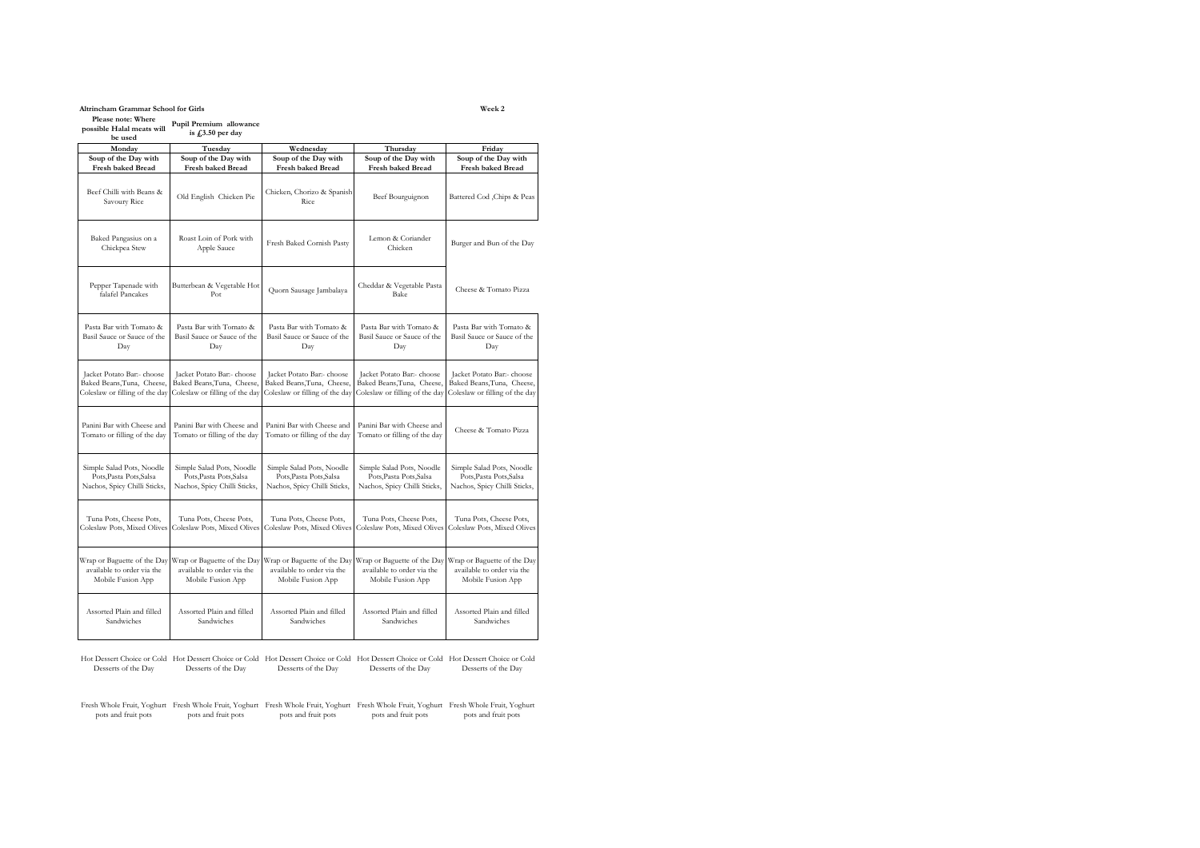**Altrincham Grammar School for Girls** **Week 2**

**Please note: Where possible Halal meats will be used**

**Pupil Premium allowance is £3.50 per day**

| Monday | Tuesday | Wednesday | Thursday | Friday |
|---|---|---|---|---|
| **Soup of the Day with Fresh baked Bread** | **Soup of the Day with Fresh baked Bread** | **Soup of the Day with Fresh baked Bread** | **Soup of the Day with Fresh baked Bread** | **Soup of the Day with Fresh baked Bread** |
| Beef Chilli with Beans & Savoury Rice | Old English Chicken Pie | Chicken, Chorizo & Spanish Rice | Beef Bourguignon | Battered Cod ,Chips & Peas |
| Baked Pangasius on a Chickpea Stew | Roast Loin of Pork with Apple Sauce | Fresh Baked Cornish Pasty | Lemon & Coriander Chicken | Burger and Bun of the Day |
| Pepper Tapenade with falafel Pancakes | Butterbean & Vegetable Hot Pot | Quorn Sausage Jambalaya | Cheddar & Vegetable Pasta Bake | Cheese & Tomato Pizza |
| Pasta Bar with Tomato & Basil Sauce or Sauce of the Day | Pasta Bar with Tomato & Basil Sauce or Sauce of the Day | Pasta Bar with Tomato & Basil Sauce or Sauce of the Day | Pasta Bar with Tomato & Basil Sauce or Sauce of the Day | Pasta Bar with Tomato & Basil Sauce or Sauce of the Day |
| Jacket Potato Bar:- choose Baked Beans,Tuna, Cheese, Coleslaw or filling of the day | Jacket Potato Bar:- choose Baked Beans,Tuna, Cheese, Coleslaw or filling of the day | Jacket Potato Bar:- choose Baked Beans,Tuna, Cheese, Coleslaw or filling of the day | Jacket Potato Bar:- choose Baked Beans,Tuna, Cheese, Coleslaw or filling of the day | Jacket Potato Bar:- choose Baked Beans,Tuna, Cheese, Coleslaw or filling of the day |
| Panini Bar with Cheese and Tomato or filling of the day | Panini Bar with Cheese and Tomato or filling of the day | Panini Bar with Cheese and Tomato or filling of the day | Panini Bar with Cheese and Tomato or filling of the day | Cheese & Tomato Pizza |
| Simple Salad Pots, Noodle Pots,Pasta Pots,Salsa Nachos, Spicy Chilli Sticks, | Simple Salad Pots, Noodle Pots,Pasta Pots,Salsa Nachos, Spicy Chilli Sticks, | Simple Salad Pots, Noodle Pots,Pasta Pots,Salsa Nachos, Spicy Chilli Sticks, | Simple Salad Pots, Noodle Pots,Pasta Pots,Salsa Nachos, Spicy Chilli Sticks, | Simple Salad Pots, Noodle Pots,Pasta Pots,Salsa Nachos, Spicy Chilli Sticks, |
| Tuna Pots, Cheese Pots, Coleslaw Pots, Mixed Olives | Tuna Pots, Cheese Pots, Coleslaw Pots, Mixed Olives | Tuna Pots, Cheese Pots, Coleslaw Pots, Mixed Olives | Tuna Pots, Cheese Pots, Coleslaw Pots, Mixed Olives | Tuna Pots, Cheese Pots, Coleslaw Pots, Mixed Olives |
| Wrap or Baguette of the Day available to order via the Mobile Fusion App | Wrap or Baguette of the Day available to order via the Mobile Fusion App | Wrap or Baguette of the Day available to order via the Mobile Fusion App | Wrap or Baguette of the Day available to order via the Mobile Fusion App | Wrap or Baguette of the Day available to order via the Mobile Fusion App |
| Assorted Plain and filled Sandwiches | Assorted Plain and filled Sandwiches | Assorted Plain and filled Sandwiches | Assorted Plain and filled Sandwiches | Assorted Plain and filled Sandwiches |
| Hot Dessert Choice or Cold Desserts of the Day | Hot Dessert Choice or Cold Desserts of the Day | Hot Dessert Choice or Cold Desserts of the Day | Hot Dessert Choice or Cold Desserts of the Day | Hot Dessert Choice or Cold Desserts of the Day |
| Fresh Whole Fruit, Yoghurt pots and fruit pots | Fresh Whole Fruit, Yoghurt pots and fruit pots | Fresh Whole Fruit, Yoghurt pots and fruit pots | Fresh Whole Fruit, Yoghurt pots and fruit pots | Fresh Whole Fruit, Yoghurt pots and fruit pots |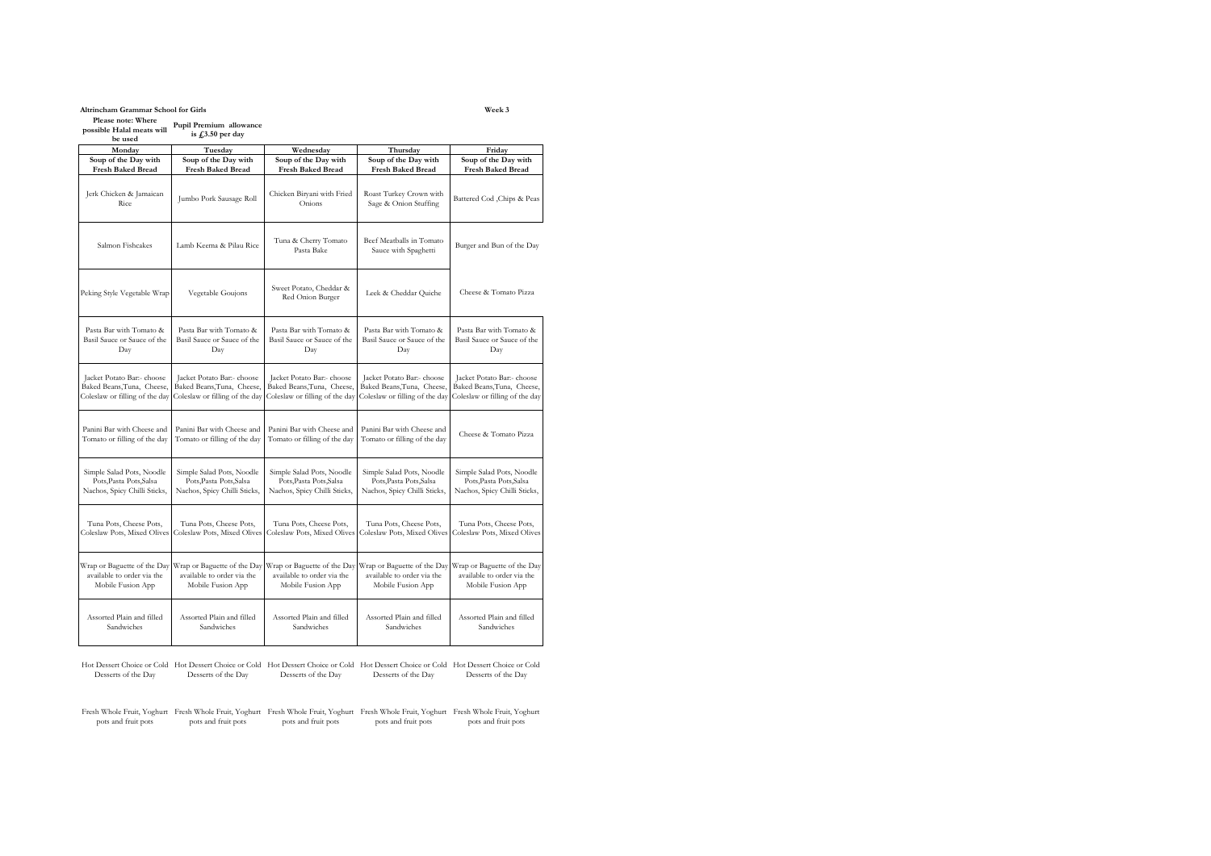**Altrincham Grammar School for Girls**

**Week 3**

**Please note: Where possible Halal meats will be used**

**Pupil Premium allowance is £3.50 per day**

| Monday | Tuesday | Wednesday | Thursday | Friday |
|---|---|---|---|---|
| **Soup of the Day with Fresh Baked Bread** | **Soup of the Day with Fresh Baked Bread** | **Soup of the Day with Fresh Baked Bread** | **Soup of the Day with Fresh Baked Bread** | **Soup of the Day with Fresh Baked Bread** |
| Jerk Chicken & Jamaican Rice | Jumbo Pork Sausage Roll | Chicken Biryani with Fried Onions | Roast Turkey Crown with Sage & Onion Stuffing | Battered Cod ,Chips & Peas |
| Salmon Fishcakes | Lamb Keema & Pilau Rice | Tuna & Cherry Tomato Pasta Bake | Beef Meatballs in Tomato Sauce with Spaghetti | Burger and Bun of the Day |
| Peking Style Vegetable Wrap | Vegetable Goujons | Sweet Potato, Cheddar & Red Onion Burger | Leek & Cheddar Quiche | Cheese & Tomato Pizza |
| Pasta Bar with Tomato & Basil Sauce or Sauce of the Day | Pasta Bar with Tomato & Basil Sauce or Sauce of the Day | Pasta Bar with Tomato & Basil Sauce or Sauce of the Day | Pasta Bar with Tomato & Basil Sauce or Sauce of the Day | Pasta Bar with Tomato & Basil Sauce or Sauce of the Day |
| Jacket Potato Bar:- choose Baked Beans,Tuna, Cheese, Coleslaw or filling of the day | Jacket Potato Bar:- choose Baked Beans,Tuna, Cheese, Coleslaw or filling of the day | Jacket Potato Bar:- choose Baked Beans,Tuna, Cheese, Coleslaw or filling of the day | Jacket Potato Bar:- choose Baked Beans,Tuna, Cheese, Coleslaw or filling of the day | Jacket Potato Bar:- choose Baked Beans,Tuna, Cheese, Coleslaw or filling of the day |
| Panini Bar with Cheese and Tomato or filling of the day | Panini Bar with Cheese and Tomato or filling of the day | Panini Bar with Cheese and Tomato or filling of the day | Panini Bar with Cheese and Tomato or filling of the day | Cheese & Tomato Pizza |
| Simple Salad Pots, Noodle Pots,Pasta Pots,Salsa Nachos, Spicy Chilli Sticks, | Simple Salad Pots, Noodle Pots,Pasta Pots,Salsa Nachos, Spicy Chilli Sticks, | Simple Salad Pots, Noodle Pots,Pasta Pots,Salsa Nachos, Spicy Chilli Sticks, | Simple Salad Pots, Noodle Pots,Pasta Pots,Salsa Nachos, Spicy Chilli Sticks, | Simple Salad Pots, Noodle Pots,Pasta Pots,Salsa Nachos, Spicy Chilli Sticks, |
| Tuna Pots, Cheese Pots, Coleslaw Pots, Mixed Olives | Tuna Pots, Cheese Pots, Coleslaw Pots, Mixed Olives | Tuna Pots, Cheese Pots, Coleslaw Pots, Mixed Olives | Tuna Pots, Cheese Pots, Coleslaw Pots, Mixed Olives | Tuna Pots, Cheese Pots, Coleslaw Pots, Mixed Olives |
| Wrap or Baguette of the Day available to order via the Mobile Fusion App | Wrap or Baguette of the Day available to order via the Mobile Fusion App | Wrap or Baguette of the Day available to order via the Mobile Fusion App | Wrap or Baguette of the Day available to order via the Mobile Fusion App | Wrap or Baguette of the Day available to order via the Mobile Fusion App |
| Assorted Plain and filled Sandwiches | Assorted Plain and filled Sandwiches | Assorted Plain and filled Sandwiches | Assorted Plain and filled Sandwiches | Assorted Plain and filled Sandwiches |
| Hot Dessert Choice or Cold Desserts of the Day | Hot Dessert Choice or Cold Desserts of the Day | Hot Dessert Choice or Cold Desserts of the Day | Hot Dessert Choice or Cold Desserts of the Day | Hot Dessert Choice or Cold Desserts of the Day |
| Fresh Whole Fruit, Yoghurt pots and fruit pots | Fresh Whole Fruit, Yoghurt pots and fruit pots | Fresh Whole Fruit, Yoghurt pots and fruit pots | Fresh Whole Fruit, Yoghurt pots and fruit pots | Fresh Whole Fruit, Yoghurt pots and fruit pots |